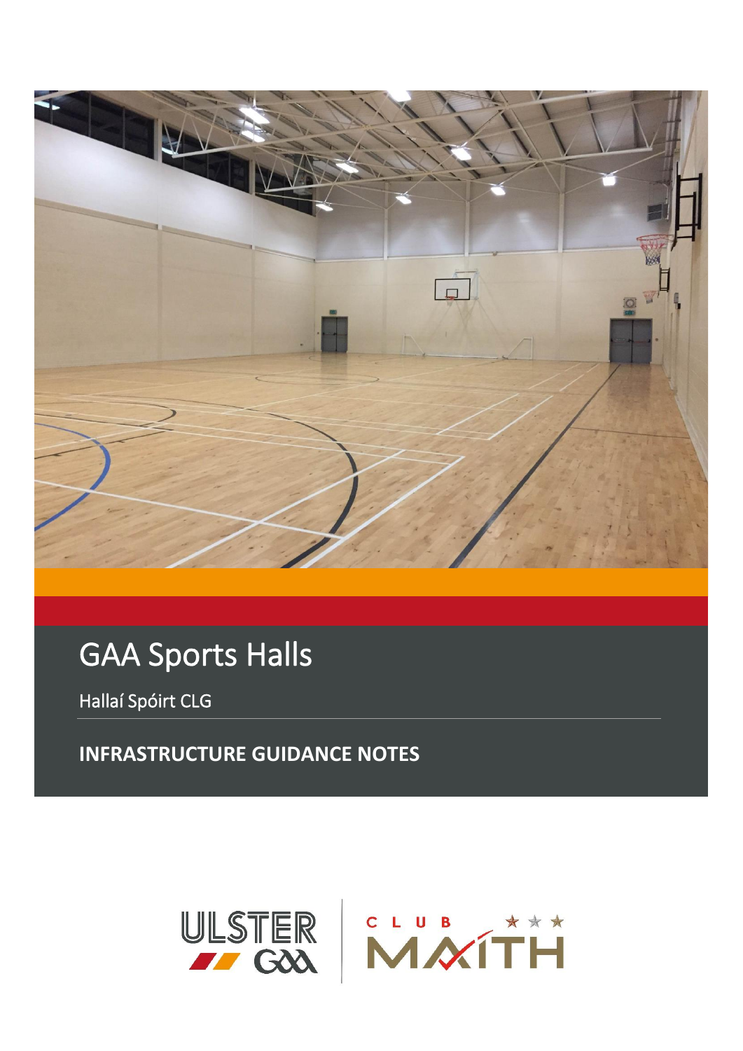# GAA Sports Halls

Hallaí Spóirt CLG

**INFRASTRUCTURE GUIDANCE NOTES**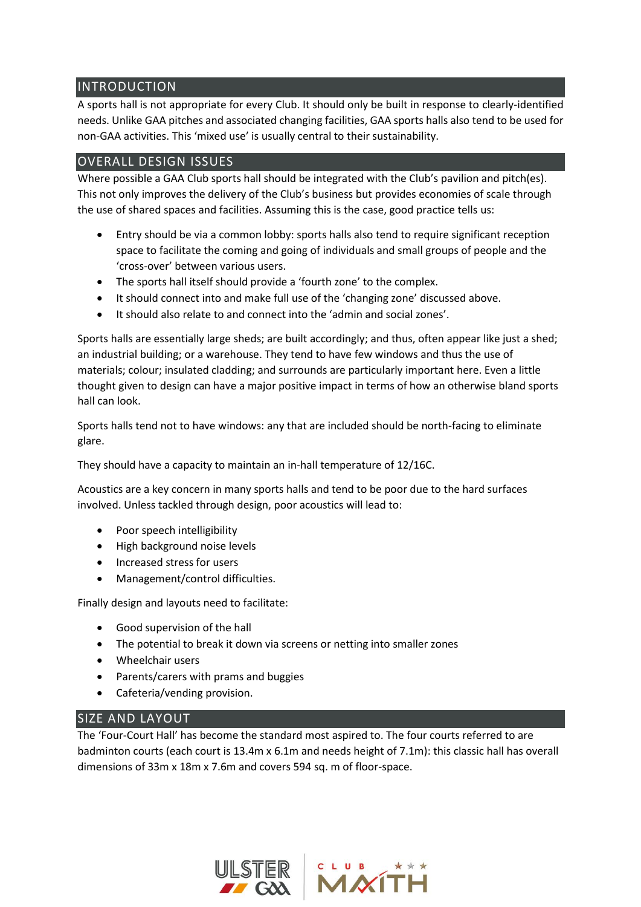## INTRODUCTION

A sports hall is not appropriate for every Club. It should only be built in response to clearly-identified needs. Unlike GAA pitches and associated changing facilities, GAA sports halls also tend to be used for non-GAA activities. This 'mixed use' is usually central to their sustainability.

## OVERALL DESIGN ISSUES

Where possible a GAA Club sports hall should be integrated with the Club's pavilion and pitch(es). This not only improves the delivery of the Club's business but provides economies of scale through the use of shared spaces and facilities. Assuming this is the case, good practice tells us:

- Entry should be via a common lobby: sports halls also tend to require significant reception space to facilitate the coming and going of individuals and small groups of people and the 'cross-over' between various users.
- The sports hall itself should provide a 'fourth zone' to the complex.
- It should connect into and make full use of the 'changing zone' discussed above.
- It should also relate to and connect into the 'admin and social zones'.

Sports halls are essentially large sheds; are built accordingly; and thus, often appear like just a shed; an industrial building; or a warehouse. They tend to have few windows and thus the use of materials; colour; insulated cladding; and surrounds are particularly important here. Even a little thought given to design can have a major positive impact in terms of how an otherwise bland sports hall can look.

Sports halls tend not to have windows: any that are included should be north-facing to eliminate glare.

They should have a capacity to maintain an in-hall temperature of 12/16C.

Acoustics are a key concern in many sports halls and tend to be poor due to the hard surfaces involved. Unless tackled through design, poor acoustics will lead to:

- Poor speech intelligibility
- High background noise levels
- Increased stress for users
- Management/control difficulties.

Finally design and layouts need to facilitate:

- Good supervision of the hall
- The potential to break it down via screens or netting into smaller zones
- Wheelchair users
- Parents/carers with prams and buggies
- Cafeteria/vending provision.

## SIZE AND LAYOUT

The 'Four-Court Hall' has become the standard most aspired to. The four courts referred to are badminton courts (each court is 13.4m x 6.1m and needs height of 7.1m): this classic hall has overall dimensions of 33m x 18m x 7.6m and covers 594 sq. m of floor-space.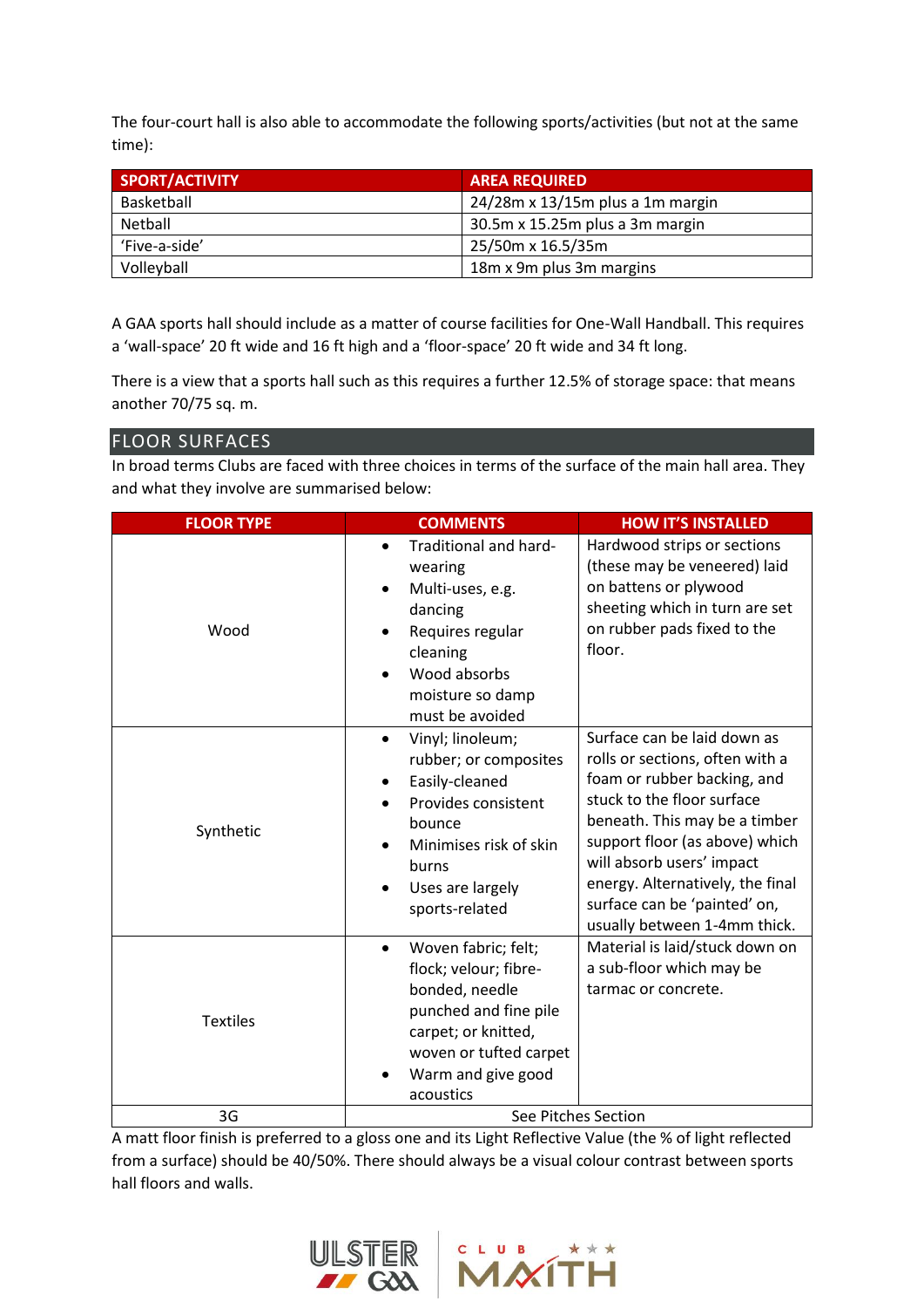The four-court hall is also able to accommodate the following sports/activities (but not at the same time):

| SPORT/ACTIVITY | AREA REQUIRED |
|---|---|
| Basketball | 24/28m x 13/15m plus a 1m margin |
| Netball | 30.5m x 15.25m plus a 3m margin |
| 'Five-a-side' | 25/50m x 16.5/35m |
| Volleyball | 18m x 9m plus 3m margins |

A GAA sports hall should include as a matter of course facilities for One-Wall Handball. This requires a 'wall-space' 20 ft wide and 16 ft high and a 'floor-space' 20 ft wide and 34 ft long.

There is a view that a sports hall such as this requires a further 12.5% of storage space: that means another 70/75 sq. m.

## FLOOR SURFACES

In broad terms Clubs are faced with three choices in terms of the surface of the main hall area. They and what they involve are summarised below:

| FLOOR TYPE | COMMENTS | HOW IT'S INSTALLED |
|---|---|---|
| Wood | • Traditional and hard-wearing<br>• Multi-uses, e.g. dancing<br>• Requires regular cleaning<br>• Wood absorbs moisture so damp must be avoided | Hardwood strips or sections (these may be veneered) laid on battens or plywood sheeting which in turn are set on rubber pads fixed to the floor. |
| Synthetic | • Vinyl; linoleum; rubber; or composites<br>• Easily-cleaned<br>• Provides consistent bounce<br>• Minimises risk of skin burns<br>• Uses are largely sports-related | Surface can be laid down as rolls or sections, often with a foam or rubber backing, and stuck to the floor surface beneath. This may be a timber support floor (as above) which will absorb users' impact energy. Alternatively, the final surface can be 'painted' on, usually between 1-4mm thick. |
| Textiles | • Woven fabric; felt; flock; velour; fibre-bonded, needle punched and fine pile carpet; or knitted, woven or tufted carpet<br>• Warm and give good acoustics | Material is laid/stuck down on a sub-floor which may be tarmac or concrete. |
| 3G | See Pitches Section | |

A matt floor finish is preferred to a gloss one and its Light Reflective Value (the % of light reflected from a surface) should be 40/50%. There should always be a visual colour contrast between sports hall floors and walls.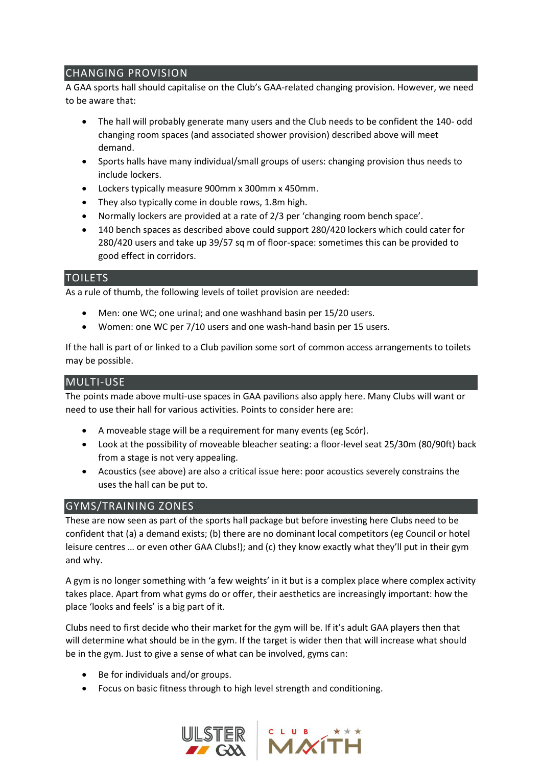## CHANGING PROVISION

A GAA sports hall should capitalise on the Club's GAA-related changing provision. However, we need to be aware that:

- The hall will probably generate many users and the Club needs to be confident the 140- odd changing room spaces (and associated shower provision) described above will meet demand.
- Sports halls have many individual/small groups of users: changing provision thus needs to include lockers.
- Lockers typically measure 900mm x 300mm x 450mm.
- They also typically come in double rows, 1.8m high.
- Normally lockers are provided at a rate of 2/3 per 'changing room bench space'.
- 140 bench spaces as described above could support 280/420 lockers which could cater for 280/420 users and take up 39/57 sq m of floor-space: sometimes this can be provided to good effect in corridors.

## TOILETS

As a rule of thumb, the following levels of toilet provision are needed:

- Men: one WC; one urinal; and one washhand basin per 15/20 users.
- Women: one WC per 7/10 users and one wash-hand basin per 15 users.

If the hall is part of or linked to a Club pavilion some sort of common access arrangements to toilets may be possible.

## MULTI-USE

The points made above multi-use spaces in GAA pavilions also apply here. Many Clubs will want or need to use their hall for various activities. Points to consider here are:

- A moveable stage will be a requirement for many events (eg Scór).
- Look at the possibility of moveable bleacher seating: a floor-level seat 25/30m (80/90ft) back from a stage is not very appealing.
- Acoustics (see above) are also a critical issue here: poor acoustics severely constrains the uses the hall can be put to.

## GYMS/TRAINING ZONES

These are now seen as part of the sports hall package but before investing here Clubs need to be confident that (a) a demand exists; (b) there are no dominant local competitors (eg Council or hotel leisure centres … or even other GAA Clubs!); and (c) they know exactly what they'll put in their gym and why.

A gym is no longer something with 'a few weights' in it but is a complex place where complex activity takes place. Apart from what gyms do or offer, their aesthetics are increasingly important: how the place 'looks and feels' is a big part of it.

Clubs need to first decide who their market for the gym will be. If it's adult GAA players then that will determine what should be in the gym. If the target is wider then that will increase what should be in the gym. Just to give a sense of what can be involved, gyms can:

- Be for individuals and/or groups.
- Focus on basic fitness through to high level strength and conditioning.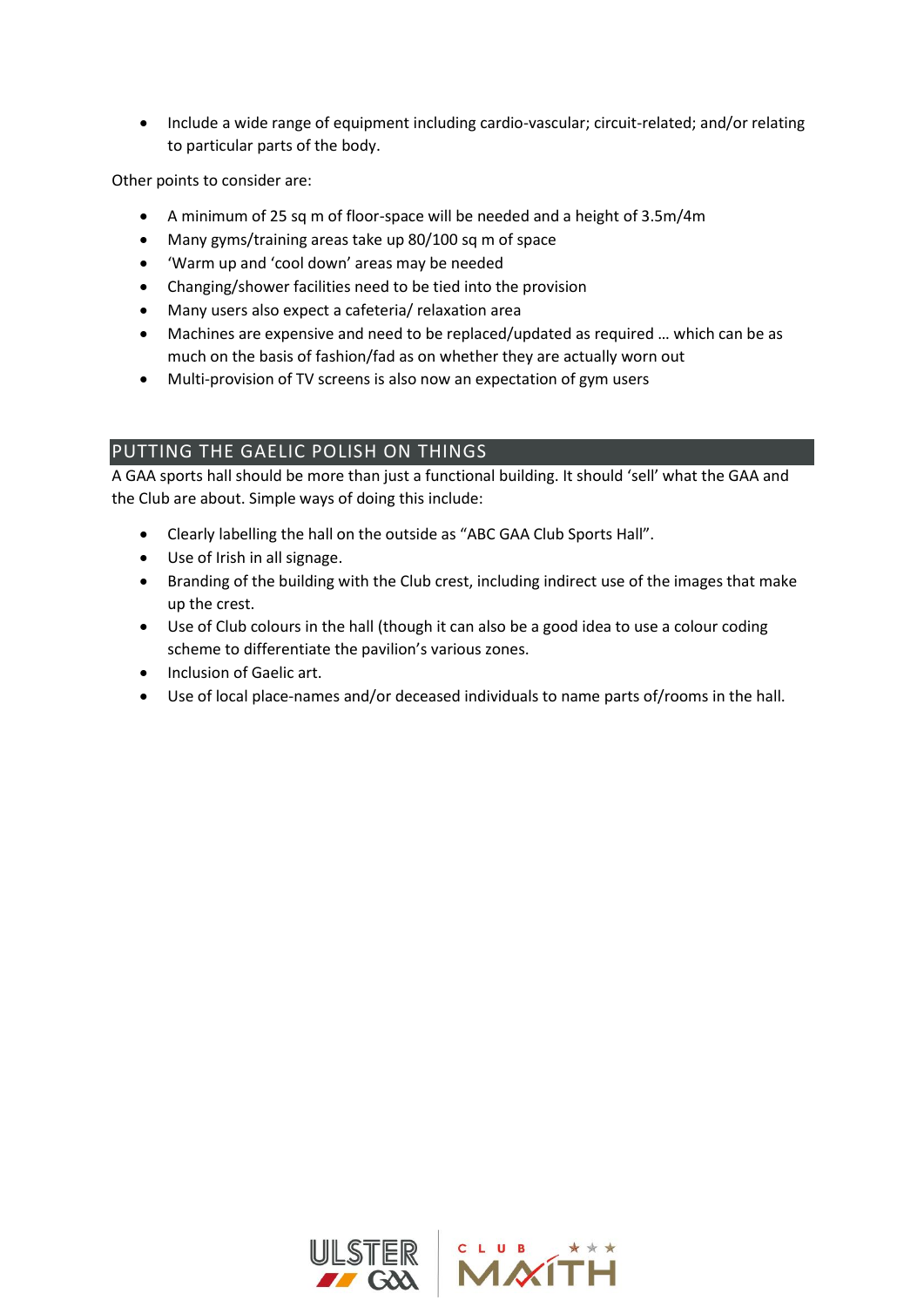- Include a wide range of equipment including cardio-vascular; circuit-related; and/or relating to particular parts of the body.

Other points to consider are:

- A minimum of 25 sq m of floor-space will be needed and a height of 3.5m/4m
- Many gyms/training areas take up 80/100 sq m of space
- 'Warm up and 'cool down' areas may be needed
- Changing/shower facilities need to be tied into the provision
- Many users also expect a cafeteria/ relaxation area
- Machines are expensive and need to be replaced/updated as required … which can be as much on the basis of fashion/fad as on whether they are actually worn out
- Multi-provision of TV screens is also now an expectation of gym users

## PUTTING THE GAELIC POLISH ON THINGS

A GAA sports hall should be more than just a functional building. It should 'sell' what the GAA and the Club are about. Simple ways of doing this include:

- Clearly labelling the hall on the outside as "ABC GAA Club Sports Hall".
- Use of Irish in all signage.
- Branding of the building with the Club crest, including indirect use of the images that make up the crest.
- Use of Club colours in the hall (though it can also be a good idea to use a colour coding scheme to differentiate the pavilion's various zones.
- Inclusion of Gaelic art.
- Use of local place-names and/or deceased individuals to name parts of/rooms in the hall.